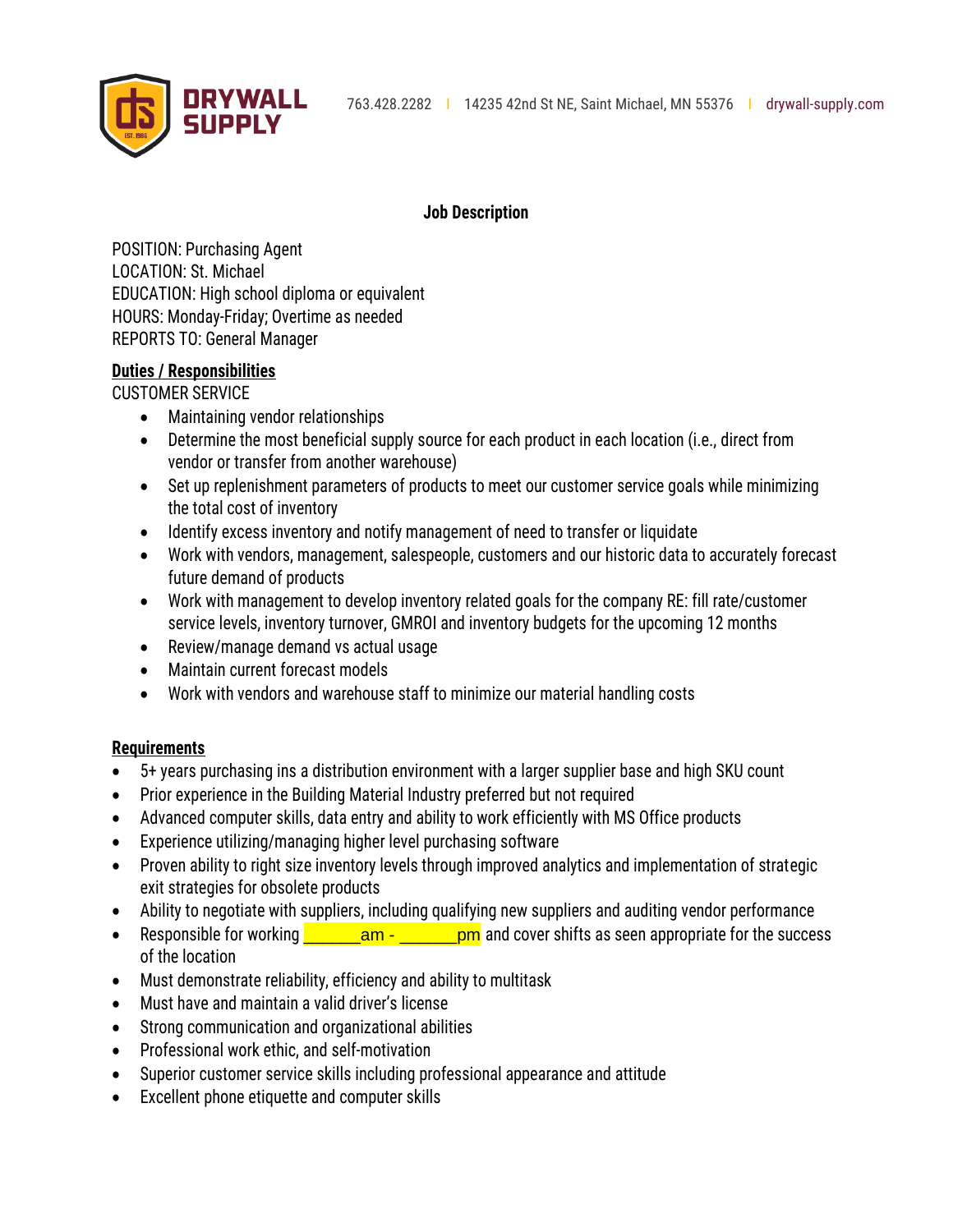DRYWALL SUPPLY

763.428.2282 | 14235 42nd St NE, Saint Michael, MN 55376 | drywall-supply.com

**Job Description**

POSITION: Purchasing Agent
LOCATION: St. Michael
EDUCATION: High school diploma or equivalent
HOURS: Monday-Friday; Overtime as needed
REPORTS TO: General Manager

**Duties / Responsibilities**

CUSTOMER SERVICE

- Maintaining vendor relationships
- Determine the most beneficial supply source for each product in each location (i.e., direct from vendor or transfer from another warehouse)
- Set up replenishment parameters of products to meet our customer service goals while minimizing the total cost of inventory
- Identify excess inventory and notify management of need to transfer or liquidate
- Work with vendors, management, salespeople, customers and our historic data to accurately forecast future demand of products
- Work with management to develop inventory related goals for the company RE: fill rate/customer service levels, inventory turnover, GMROI and inventory budgets for the upcoming 12 months
- Review/manage demand vs actual usage
- Maintain current forecast models
- Work with vendors and warehouse staff to minimize our material handling costs

**Requirements**

- 5+ years purchasing ins a distribution environment with a larger supplier base and high SKU count
- Prior experience in the Building Material Industry preferred but not required
- Advanced computer skills, data entry and ability to work efficiently with MS Office products
- Experience utilizing/managing higher level purchasing software
- Proven ability to right size inventory levels through improved analytics and implementation of strategic exit strategies for obsolete products
- Ability to negotiate with suppliers, including qualifying new suppliers and auditing vendor performance
- Responsible for working _______am - _______pm and cover shifts as seen appropriate for the success of the location
- Must demonstrate reliability, efficiency and ability to multitask
- Must have and maintain a valid driver's license
- Strong communication and organizational abilities
- Professional work ethic, and self-motivation
- Superior customer service skills including professional appearance and attitude
- Excellent phone etiquette and computer skills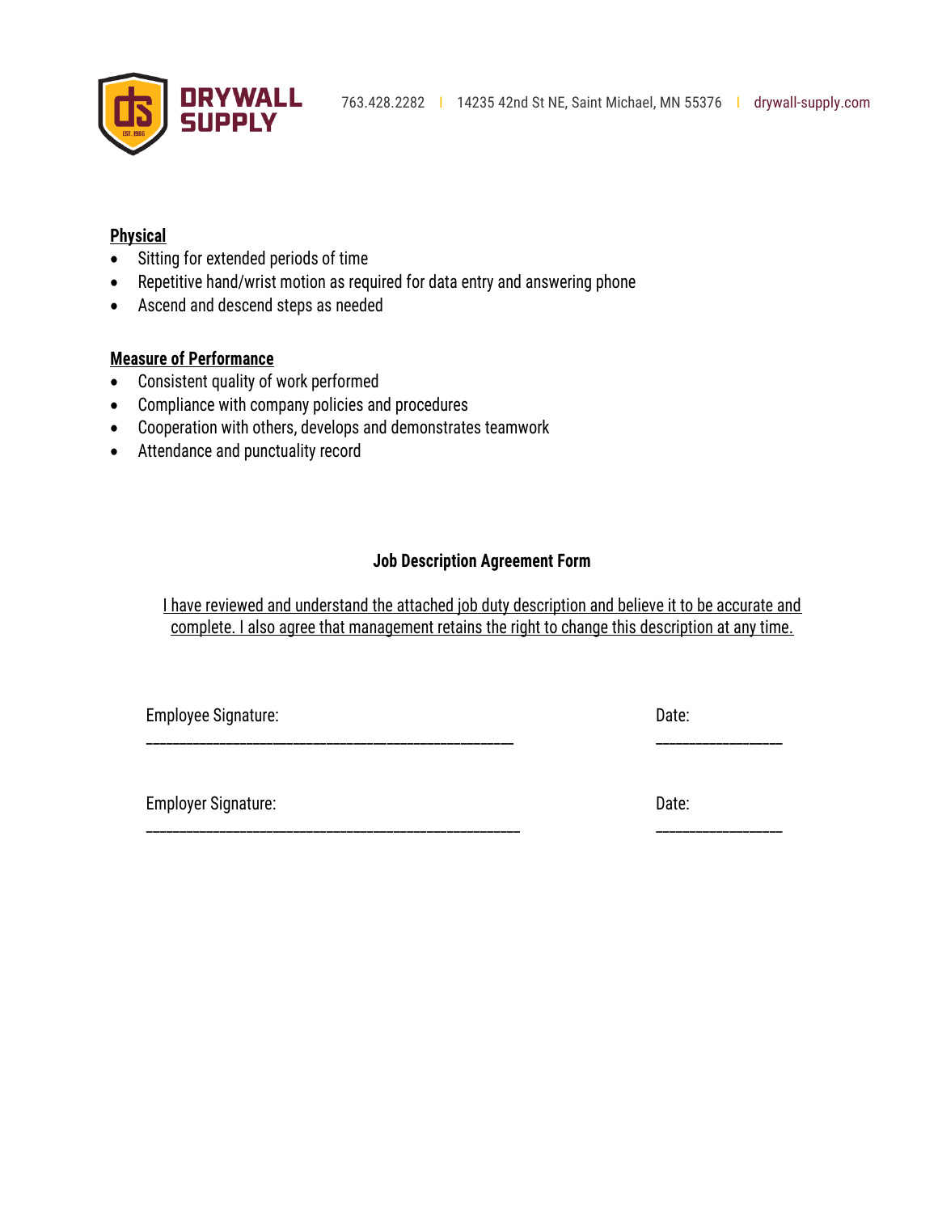**Physical**

- Sitting for extended periods of time
- Repetitive hand/wrist motion as required for data entry and answering phone
- Ascend and descend steps as needed

**Measure of Performance**

- Consistent quality of work performed
- Compliance with company policies and procedures
- Cooperation with others, develops and demonstrates teamwork
- Attendance and punctuality record

**Job Description Agreement Form**

I have reviewed and understand the attached job duty description and believe it to be accurate and complete. I also agree that management retains the right to change this description at any time.

Employee Signature: ____________________________________________ Date: ________________

Employer Signature: ____________________________________________ Date: ________________